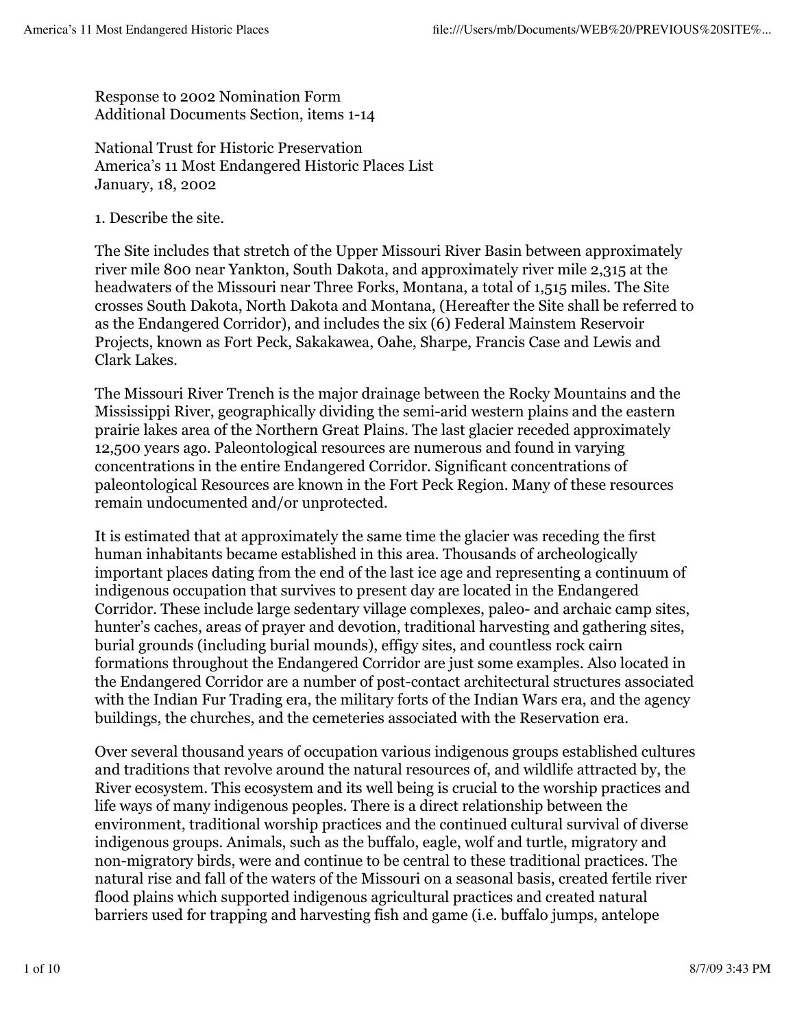Response to 2002 Nomination Form
Additional Documents Section, items 1-14

National Trust for Historic Preservation
America's 11 Most Endangered Historic Places List
January, 18, 2002

1. Describe the site.

The Site includes that stretch of the Upper Missouri River Basin between approximately river mile 800 near Yankton, South Dakota, and approximately river mile 2,315 at the headwaters of the Missouri near Three Forks, Montana, a total of 1,515 miles. The Site crosses South Dakota, North Dakota and Montana, (Hereafter the Site shall be referred to as the Endangered Corridor), and includes the six (6) Federal Mainstem Reservoir Projects, known as Fort Peck, Sakakawea, Oahe, Sharpe, Francis Case and Lewis and Clark Lakes.

The Missouri River Trench is the major drainage between the Rocky Mountains and the Mississippi River, geographically dividing the semi-arid western plains and the eastern prairie lakes area of the Northern Great Plains. The last glacier receded approximately 12,500 years ago. Paleontological resources are numerous and found in varying concentrations in the entire Endangered Corridor. Significant concentrations of paleontological Resources are known in the Fort Peck Region. Many of these resources remain undocumented and/or unprotected.

It is estimated that at approximately the same time the glacier was receding the first human inhabitants became established in this area. Thousands of archeologically important places dating from the end of the last ice age and representing a continuum of indigenous occupation that survives to present day are located in the Endangered Corridor. These include large sedentary village complexes, paleo- and archaic camp sites, hunter's caches, areas of prayer and devotion, traditional harvesting and gathering sites, burial grounds (including burial mounds), effigy sites, and countless rock cairn formations throughout the Endangered Corridor are just some examples. Also located in the Endangered Corridor are a number of post-contact architectural structures associated with the Indian Fur Trading era, the military forts of the Indian Wars era, and the agency buildings, the churches, and the cemeteries associated with the Reservation era.

Over several thousand years of occupation various indigenous groups established cultures and traditions that revolve around the natural resources of, and wildlife attracted by, the River ecosystem. This ecosystem and its well being is crucial to the worship practices and life ways of many indigenous peoples. There is a direct relationship between the environment, traditional worship practices and the continued cultural survival of diverse indigenous groups. Animals, such as the buffalo, eagle, wolf and turtle, migratory and non-migratory birds, were and continue to be central to these traditional practices. The natural rise and fall of the waters of the Missouri on a seasonal basis, created fertile river flood plains which supported indigenous agricultural practices and created natural barriers used for trapping and harvesting fish and game (i.e. buffalo jumps, antelope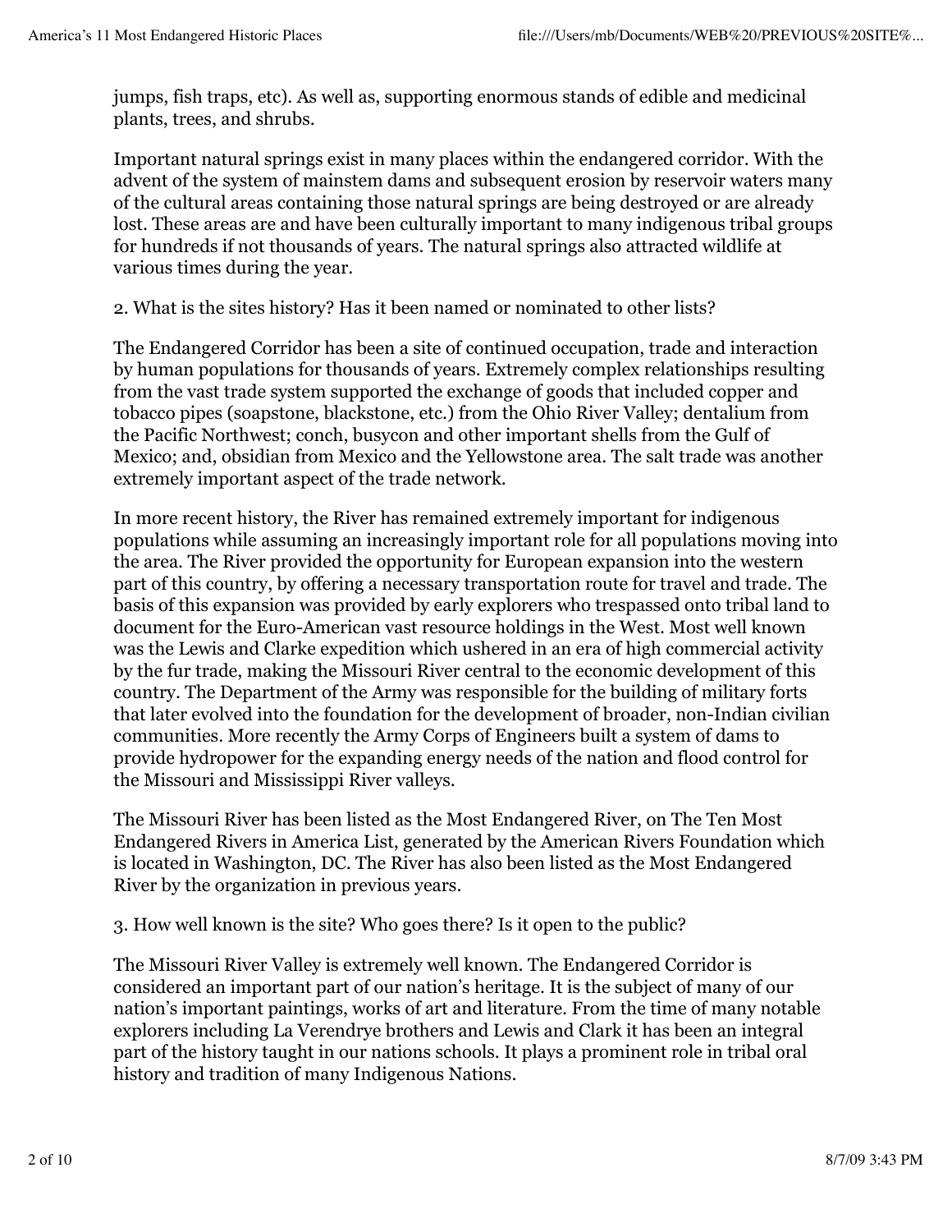jumps, fish traps, etc). As well as, supporting enormous stands of edible and medicinal plants, trees, and shrubs.

Important natural springs exist in many places within the endangered corridor. With the advent of the system of mainstem dams and subsequent erosion by reservoir waters many of the cultural areas containing those natural springs are being destroyed or are already lost. These areas are and have been culturally important to many indigenous tribal groups for hundreds if not thousands of years. The natural springs also attracted wildlife at various times during the year.

2. What is the sites history? Has it been named or nominated to other lists?

The Endangered Corridor has been a site of continued occupation, trade and interaction by human populations for thousands of years. Extremely complex relationships resulting from the vast trade system supported the exchange of goods that included copper and tobacco pipes (soapstone, blackstone, etc.) from the Ohio River Valley; dentalium from the Pacific Northwest; conch, busycon and other important shells from the Gulf of Mexico; and, obsidian from Mexico and the Yellowstone area. The salt trade was another extremely important aspect of the trade network.

In more recent history, the River has remained extremely important for indigenous populations while assuming an increasingly important role for all populations moving into the area. The River provided the opportunity for European expansion into the western part of this country, by offering a necessary transportation route for travel and trade. The basis of this expansion was provided by early explorers who trespassed onto tribal land to document for the Euro-American vast resource holdings in the West. Most well known was the Lewis and Clarke expedition which ushered in an era of high commercial activity by the fur trade, making the Missouri River central to the economic development of this country. The Department of the Army was responsible for the building of military forts that later evolved into the foundation for the development of broader, non-Indian civilian communities. More recently the Army Corps of Engineers built a system of dams to provide hydropower for the expanding energy needs of the nation and flood control for the Missouri and Mississippi River valleys.

The Missouri River has been listed as the Most Endangered River, on The Ten Most Endangered Rivers in America List, generated by the American Rivers Foundation which is located in Washington, DC. The River has also been listed as the Most Endangered River by the organization in previous years.

3. How well known is the site? Who goes there? Is it open to the public?

The Missouri River Valley is extremely well known. The Endangered Corridor is considered an important part of our nation's heritage. It is the subject of many of our nation's important paintings, works of art and literature. From the time of many notable explorers including La Verendrye brothers and Lewis and Clark it has been an integral part of the history taught in our nations schools. It plays a prominent role in tribal oral history and tradition of many Indigenous Nations.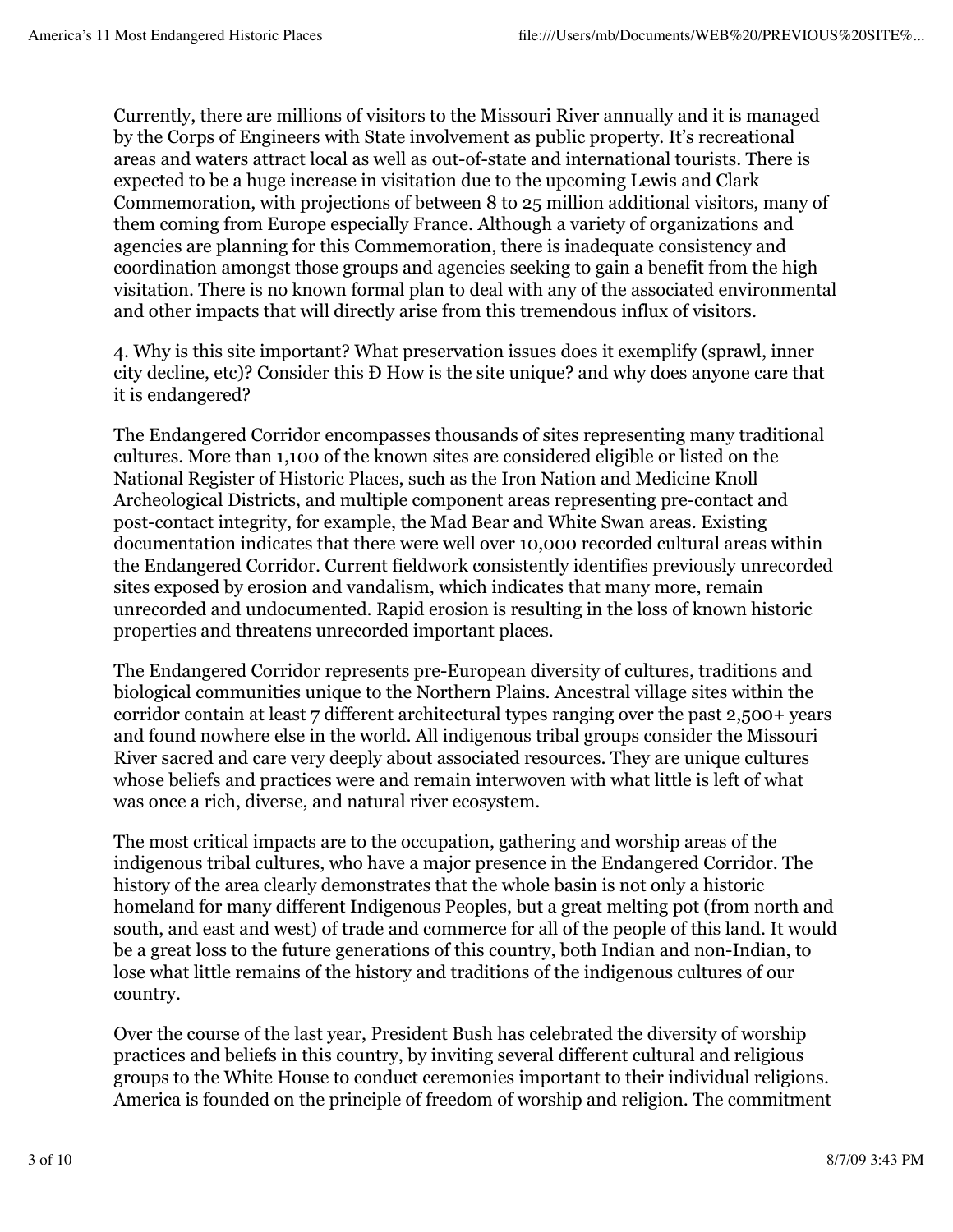Currently, there are millions of visitors to the Missouri River annually and it is managed by the Corps of Engineers with State involvement as public property. It's recreational areas and waters attract local as well as out-of-state and international tourists. There is expected to be a huge increase in visitation due to the upcoming Lewis and Clark Commemoration, with projections of between 8 to 25 million additional visitors, many of them coming from Europe especially France. Although a variety of organizations and agencies are planning for this Commemoration, there is inadequate consistency and coordination amongst those groups and agencies seeking to gain a benefit from the high visitation. There is no known formal plan to deal with any of the associated environmental and other impacts that will directly arise from this tremendous influx of visitors.

4. Why is this site important? What preservation issues does it exemplify (sprawl, inner city decline, etc)? Consider this Ð How is the site unique? and why does anyone care that it is endangered?

The Endangered Corridor encompasses thousands of sites representing many traditional cultures. More than 1,100 of the known sites are considered eligible or listed on the National Register of Historic Places, such as the Iron Nation and Medicine Knoll Archeological Districts, and multiple component areas representing pre-contact and post-contact integrity, for example, the Mad Bear and White Swan areas. Existing documentation indicates that there were well over 10,000 recorded cultural areas within the Endangered Corridor. Current fieldwork consistently identifies previously unrecorded sites exposed by erosion and vandalism, which indicates that many more, remain unrecorded and undocumented. Rapid erosion is resulting in the loss of known historic properties and threatens unrecorded important places.

The Endangered Corridor represents pre-European diversity of cultures, traditions and biological communities unique to the Northern Plains. Ancestral village sites within the corridor contain at least 7 different architectural types ranging over the past 2,500+ years and found nowhere else in the world. All indigenous tribal groups consider the Missouri River sacred and care very deeply about associated resources. They are unique cultures whose beliefs and practices were and remain interwoven with what little is left of what was once a rich, diverse, and natural river ecosystem.

The most critical impacts are to the occupation, gathering and worship areas of the indigenous tribal cultures, who have a major presence in the Endangered Corridor. The history of the area clearly demonstrates that the whole basin is not only a historic homeland for many different Indigenous Peoples, but a great melting pot (from north and south, and east and west) of trade and commerce for all of the people of this land. It would be a great loss to the future generations of this country, both Indian and non-Indian, to lose what little remains of the history and traditions of the indigenous cultures of our country.

Over the course of the last year, President Bush has celebrated the diversity of worship practices and beliefs in this country, by inviting several different cultural and religious groups to the White House to conduct ceremonies important to their individual religions. America is founded on the principle of freedom of worship and religion. The commitment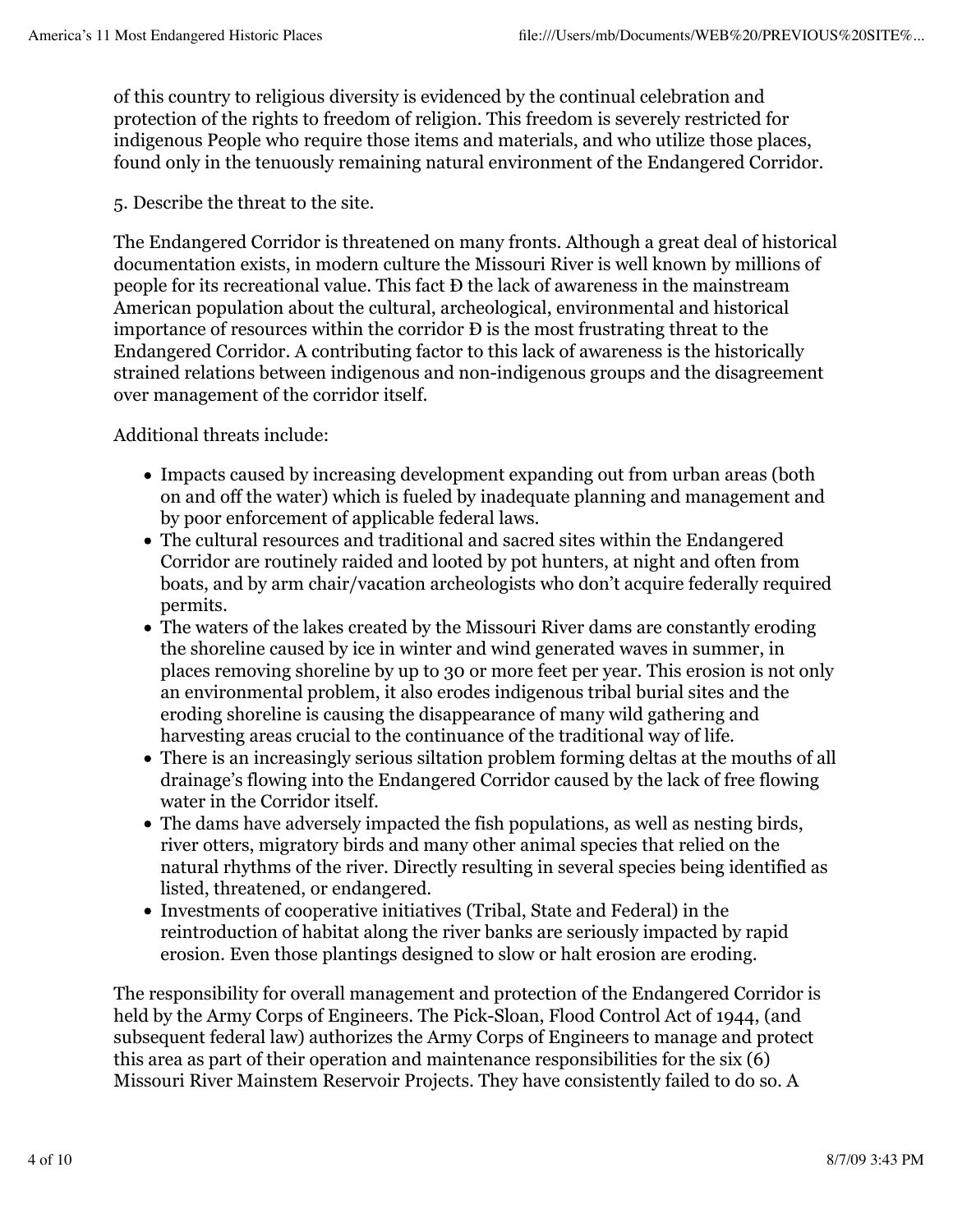of this country to religious diversity is evidenced by the continual celebration and protection of the rights to freedom of religion. This freedom is severely restricted for indigenous People who require those items and materials, and who utilize those places, found only in the tenuously remaining natural environment of the Endangered Corridor.

5. Describe the threat to the site.

The Endangered Corridor is threatened on many fronts. Although a great deal of historical documentation exists, in modern culture the Missouri River is well known by millions of people for its recreational value. This fact Ð the lack of awareness in the mainstream American population about the cultural, archeological, environmental and historical importance of resources within the corridor Ð is the most frustrating threat to the Endangered Corridor. A contributing factor to this lack of awareness is the historically strained relations between indigenous and non-indigenous groups and the disagreement over management of the corridor itself.

Additional threats include:

- Impacts caused by increasing development expanding out from urban areas (both on and off the water) which is fueled by inadequate planning and management and by poor enforcement of applicable federal laws.
- The cultural resources and traditional and sacred sites within the Endangered Corridor are routinely raided and looted by pot hunters, at night and often from boats, and by arm chair/vacation archeologists who don't acquire federally required permits.
- The waters of the lakes created by the Missouri River dams are constantly eroding the shoreline caused by ice in winter and wind generated waves in summer, in places removing shoreline by up to 30 or more feet per year. This erosion is not only an environmental problem, it also erodes indigenous tribal burial sites and the eroding shoreline is causing the disappearance of many wild gathering and harvesting areas crucial to the continuance of the traditional way of life.
- There is an increasingly serious siltation problem forming deltas at the mouths of all drainage's flowing into the Endangered Corridor caused by the lack of free flowing water in the Corridor itself.
- The dams have adversely impacted the fish populations, as well as nesting birds, river otters, migratory birds and many other animal species that relied on the natural rhythms of the river. Directly resulting in several species being identified as listed, threatened, or endangered.
- Investments of cooperative initiatives (Tribal, State and Federal) in the reintroduction of habitat along the river banks are seriously impacted by rapid erosion. Even those plantings designed to slow or halt erosion are eroding.

The responsibility for overall management and protection of the Endangered Corridor is held by the Army Corps of Engineers. The Pick-Sloan, Flood Control Act of 1944, (and subsequent federal law) authorizes the Army Corps of Engineers to manage and protect this area as part of their operation and maintenance responsibilities for the six (6) Missouri River Mainstem Reservoir Projects. They have consistently failed to do so. A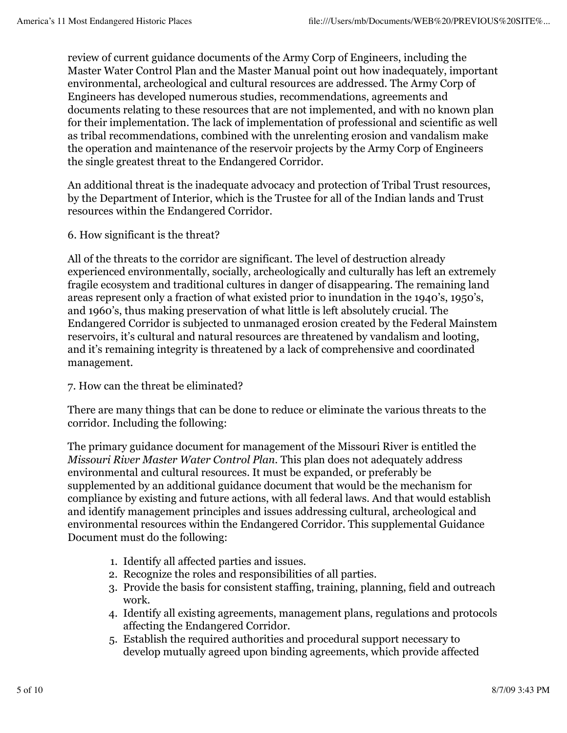review of current guidance documents of the Army Corp of Engineers, including the Master Water Control Plan and the Master Manual point out how inadequately, important environmental, archeological and cultural resources are addressed. The Army Corp of Engineers has developed numerous studies, recommendations, agreements and documents relating to these resources that are not implemented, and with no known plan for their implementation. The lack of implementation of professional and scientific as well as tribal recommendations, combined with the unrelenting erosion and vandalism make the operation and maintenance of the reservoir projects by the Army Corp of Engineers the single greatest threat to the Endangered Corridor.

An additional threat is the inadequate advocacy and protection of Tribal Trust resources, by the Department of Interior, which is the Trustee for all of the Indian lands and Trust resources within the Endangered Corridor.

6. How significant is the threat?

All of the threats to the corridor are significant. The level of destruction already experienced environmentally, socially, archeologically and culturally has left an extremely fragile ecosystem and traditional cultures in danger of disappearing. The remaining land areas represent only a fraction of what existed prior to inundation in the 1940's, 1950's, and 1960's, thus making preservation of what little is left absolutely crucial. The Endangered Corridor is subjected to unmanaged erosion created by the Federal Mainstem reservoirs, it's cultural and natural resources are threatened by vandalism and looting, and it's remaining integrity is threatened by a lack of comprehensive and coordinated management.

7. How can the threat be eliminated?

There are many things that can be done to reduce or eliminate the various threats to the corridor. Including the following:

The primary guidance document for management of the Missouri River is entitled the *Missouri River Master Water Control Plan*. This plan does not adequately address environmental and cultural resources. It must be expanded, or preferably be supplemented by an additional guidance document that would be the mechanism for compliance by existing and future actions, with all federal laws. And that would establish and identify management principles and issues addressing cultural, archeological and environmental resources within the Endangered Corridor. This supplemental Guidance Document must do the following:

1. Identify all affected parties and issues.
2. Recognize the roles and responsibilities of all parties.
3. Provide the basis for consistent staffing, training, planning, field and outreach work.
4. Identify all existing agreements, management plans, regulations and protocols affecting the Endangered Corridor.
5. Establish the required authorities and procedural support necessary to develop mutually agreed upon binding agreements, which provide affected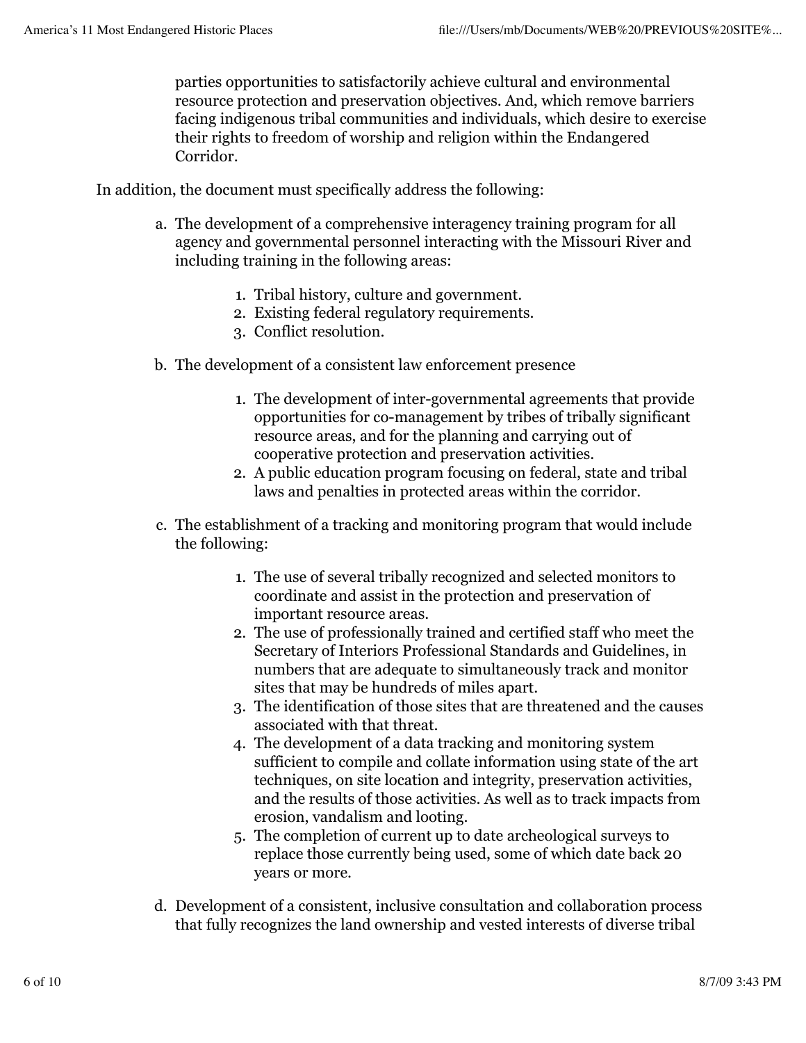parties opportunities to satisfactorily achieve cultural and environmental resource protection and preservation objectives. And, which remove barriers facing indigenous tribal communities and individuals, which desire to exercise their rights to freedom of worship and religion within the Endangered Corridor.

In addition, the document must specifically address the following:

a. The development of a comprehensive interagency training program for all agency and governmental personnel interacting with the Missouri River and including training in the following areas:
    1. Tribal history, culture and government.
    2. Existing federal regulatory requirements.
    3. Conflict resolution.
b. The development of a consistent law enforcement presence
    1. The development of inter-governmental agreements that provide opportunities for co-management by tribes of tribally significant resource areas, and for the planning and carrying out of cooperative protection and preservation activities.
    2. A public education program focusing on federal, state and tribal laws and penalties in protected areas within the corridor.
c. The establishment of a tracking and monitoring program that would include the following:
    1. The use of several tribally recognized and selected monitors to coordinate and assist in the protection and preservation of important resource areas.
    2. The use of professionally trained and certified staff who meet the Secretary of Interiors Professional Standards and Guidelines, in numbers that are adequate to simultaneously track and monitor sites that may be hundreds of miles apart.
    3. The identification of those sites that are threatened and the causes associated with that threat.
    4. The development of a data tracking and monitoring system sufficient to compile and collate information using state of the art techniques, on site location and integrity, preservation activities, and the results of those activities. As well as to track impacts from erosion, vandalism and looting.
    5. The completion of current up to date archeological surveys to replace those currently being used, some of which date back 20 years or more.
d. Development of a consistent, inclusive consultation and collaboration process that fully recognizes the land ownership and vested interests of diverse tribal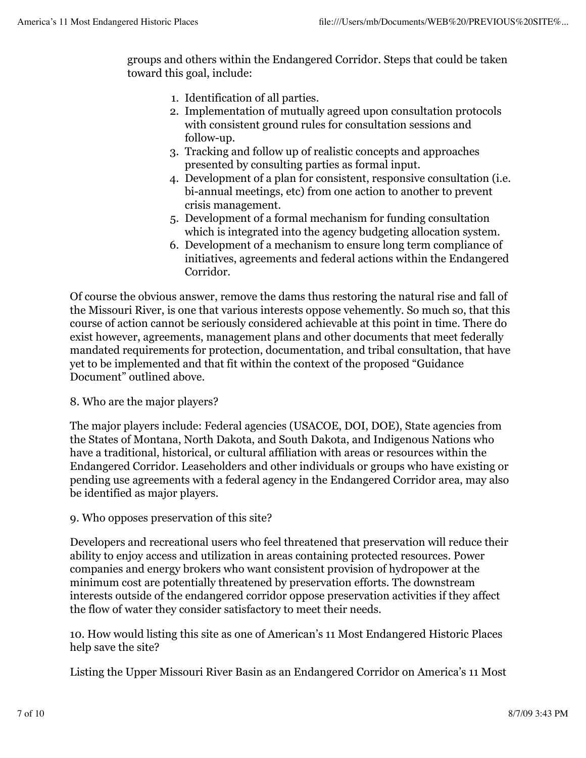groups and others within the Endangered Corridor. Steps that could be taken toward this goal, include:

1. Identification of all parties.
2. Implementation of mutually agreed upon consultation protocols with consistent ground rules for consultation sessions and follow-up.
3. Tracking and follow up of realistic concepts and approaches presented by consulting parties as formal input.
4. Development of a plan for consistent, responsive consultation (i.e. bi-annual meetings, etc) from one action to another to prevent crisis management.
5. Development of a formal mechanism for funding consultation which is integrated into the agency budgeting allocation system.
6. Development of a mechanism to ensure long term compliance of initiatives, agreements and federal actions within the Endangered Corridor.

Of course the obvious answer, remove the dams thus restoring the natural rise and fall of the Missouri River, is one that various interests oppose vehemently. So much so, that this course of action cannot be seriously considered achievable at this point in time. There do exist however, agreements, management plans and other documents that meet federally mandated requirements for protection, documentation, and tribal consultation, that have yet to be implemented and that fit within the context of the proposed “Guidance Document” outlined above.

8. Who are the major players?

The major players include: Federal agencies (USACOE, DOI, DOE), State agencies from the States of Montana, North Dakota, and South Dakota, and Indigenous Nations who have a traditional, historical, or cultural affiliation with areas or resources within the Endangered Corridor. Leaseholders and other individuals or groups who have existing or pending use agreements with a federal agency in the Endangered Corridor area, may also be identified as major players.

9. Who opposes preservation of this site?

Developers and recreational users who feel threatened that preservation will reduce their ability to enjoy access and utilization in areas containing protected resources. Power companies and energy brokers who want consistent provision of hydropower at the minimum cost are potentially threatened by preservation efforts. The downstream interests outside of the endangered corridor oppose preservation activities if they affect the flow of water they consider satisfactory to meet their needs.

10. How would listing this site as one of American’s 11 Most Endangered Historic Places help save the site?

Listing the Upper Missouri River Basin as an Endangered Corridor on America’s 11 Most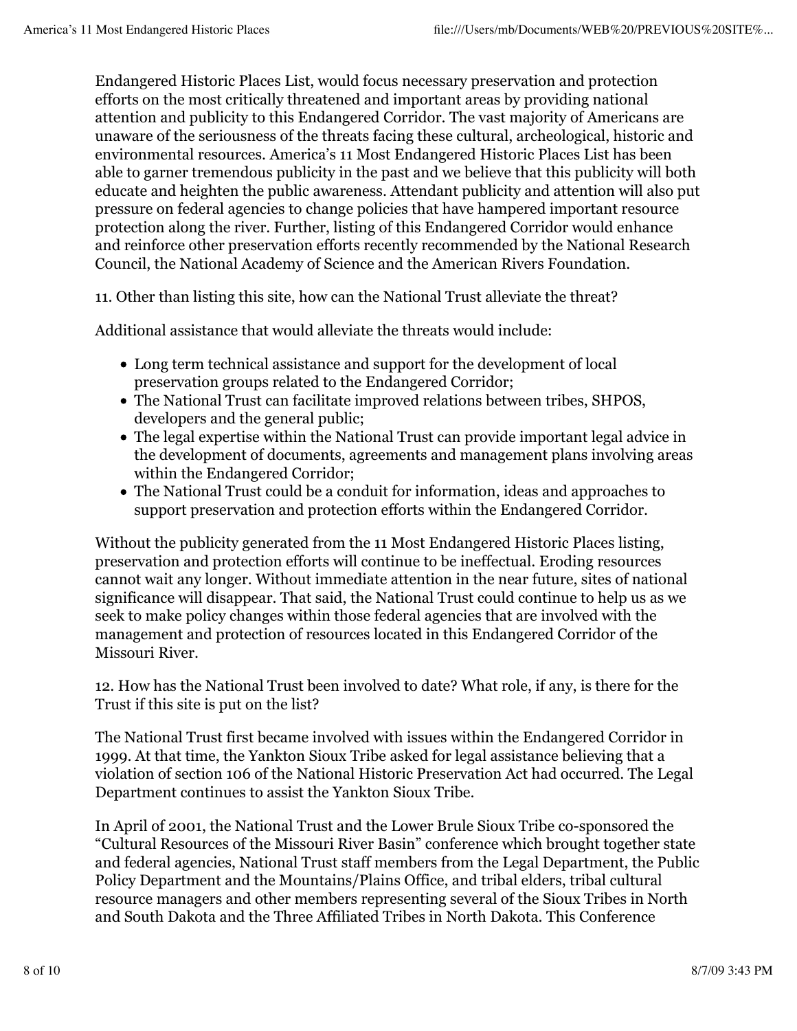Endangered Historic Places List, would focus necessary preservation and protection efforts on the most critically threatened and important areas by providing national attention and publicity to this Endangered Corridor. The vast majority of Americans are unaware of the seriousness of the threats facing these cultural, archeological, historic and environmental resources. America's 11 Most Endangered Historic Places List has been able to garner tremendous publicity in the past and we believe that this publicity will both educate and heighten the public awareness. Attendant publicity and attention will also put pressure on federal agencies to change policies that have hampered important resource protection along the river. Further, listing of this Endangered Corridor would enhance and reinforce other preservation efforts recently recommended by the National Research Council, the National Academy of Science and the American Rivers Foundation.

11. Other than listing this site, how can the National Trust alleviate the threat?

Additional assistance that would alleviate the threats would include:

- Long term technical assistance and support for the development of local preservation groups related to the Endangered Corridor;
- The National Trust can facilitate improved relations between tribes, SHPOS, developers and the general public;
- The legal expertise within the National Trust can provide important legal advice in the development of documents, agreements and management plans involving areas within the Endangered Corridor;
- The National Trust could be a conduit for information, ideas and approaches to support preservation and protection efforts within the Endangered Corridor.

Without the publicity generated from the 11 Most Endangered Historic Places listing, preservation and protection efforts will continue to be ineffectual. Eroding resources cannot wait any longer. Without immediate attention in the near future, sites of national significance will disappear. That said, the National Trust could continue to help us as we seek to make policy changes within those federal agencies that are involved with the management and protection of resources located in this Endangered Corridor of the Missouri River.

12. How has the National Trust been involved to date? What role, if any, is there for the Trust if this site is put on the list?

The National Trust first became involved with issues within the Endangered Corridor in 1999. At that time, the Yankton Sioux Tribe asked for legal assistance believing that a violation of section 106 of the National Historic Preservation Act had occurred. The Legal Department continues to assist the Yankton Sioux Tribe.

In April of 2001, the National Trust and the Lower Brule Sioux Tribe co-sponsored the "Cultural Resources of the Missouri River Basin" conference which brought together state and federal agencies, National Trust staff members from the Legal Department, the Public Policy Department and the Mountains/Plains Office, and tribal elders, tribal cultural resource managers and other members representing several of the Sioux Tribes in North and South Dakota and the Three Affiliated Tribes in North Dakota. This Conference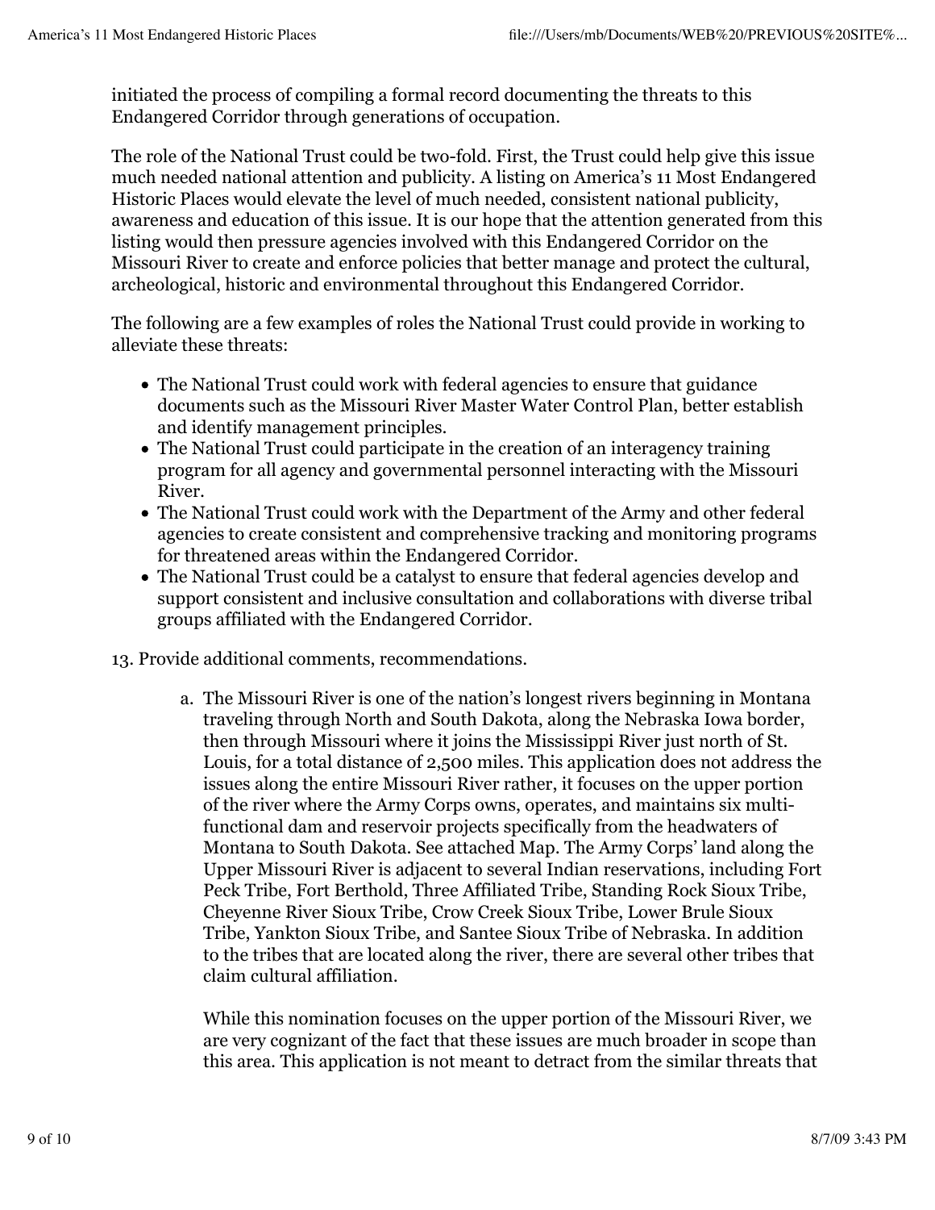initiated the process of compiling a formal record documenting the threats to this Endangered Corridor through generations of occupation.

The role of the National Trust could be two-fold. First, the Trust could help give this issue much needed national attention and publicity. A listing on America's 11 Most Endangered Historic Places would elevate the level of much needed, consistent national publicity, awareness and education of this issue. It is our hope that the attention generated from this listing would then pressure agencies involved with this Endangered Corridor on the Missouri River to create and enforce policies that better manage and protect the cultural, archeological, historic and environmental throughout this Endangered Corridor.

The following are a few examples of roles the National Trust could provide in working to alleviate these threats:

- The National Trust could work with federal agencies to ensure that guidance documents such as the Missouri River Master Water Control Plan, better establish and identify management principles.
- The National Trust could participate in the creation of an interagency training program for all agency and governmental personnel interacting with the Missouri River.
- The National Trust could work with the Department of the Army and other federal agencies to create consistent and comprehensive tracking and monitoring programs for threatened areas within the Endangered Corridor.
- The National Trust could be a catalyst to ensure that federal agencies develop and support consistent and inclusive consultation and collaborations with diverse tribal groups affiliated with the Endangered Corridor.

13. Provide additional comments, recommendations.

   a. The Missouri River is one of the nation's longest rivers beginning in Montana traveling through North and South Dakota, along the Nebraska Iowa border, then through Missouri where it joins the Mississippi River just north of St. Louis, for a total distance of 2,500 miles. This application does not address the issues along the entire Missouri River rather, it focuses on the upper portion of the river where the Army Corps owns, operates, and maintains six multi-functional dam and reservoir projects specifically from the headwaters of Montana to South Dakota. See attached Map. The Army Corps' land along the Upper Missouri River is adjacent to several Indian reservations, including Fort Peck Tribe, Fort Berthold, Three Affiliated Tribe, Standing Rock Sioux Tribe, Cheyenne River Sioux Tribe, Crow Creek Sioux Tribe, Lower Brule Sioux Tribe, Yankton Sioux Tribe, and Santee Sioux Tribe of Nebraska. In addition to the tribes that are located along the river, there are several other tribes that claim cultural affiliation.

      While this nomination focuses on the upper portion of the Missouri River, we are very cognizant of the fact that these issues are much broader in scope than this area. This application is not meant to detract from the similar threats that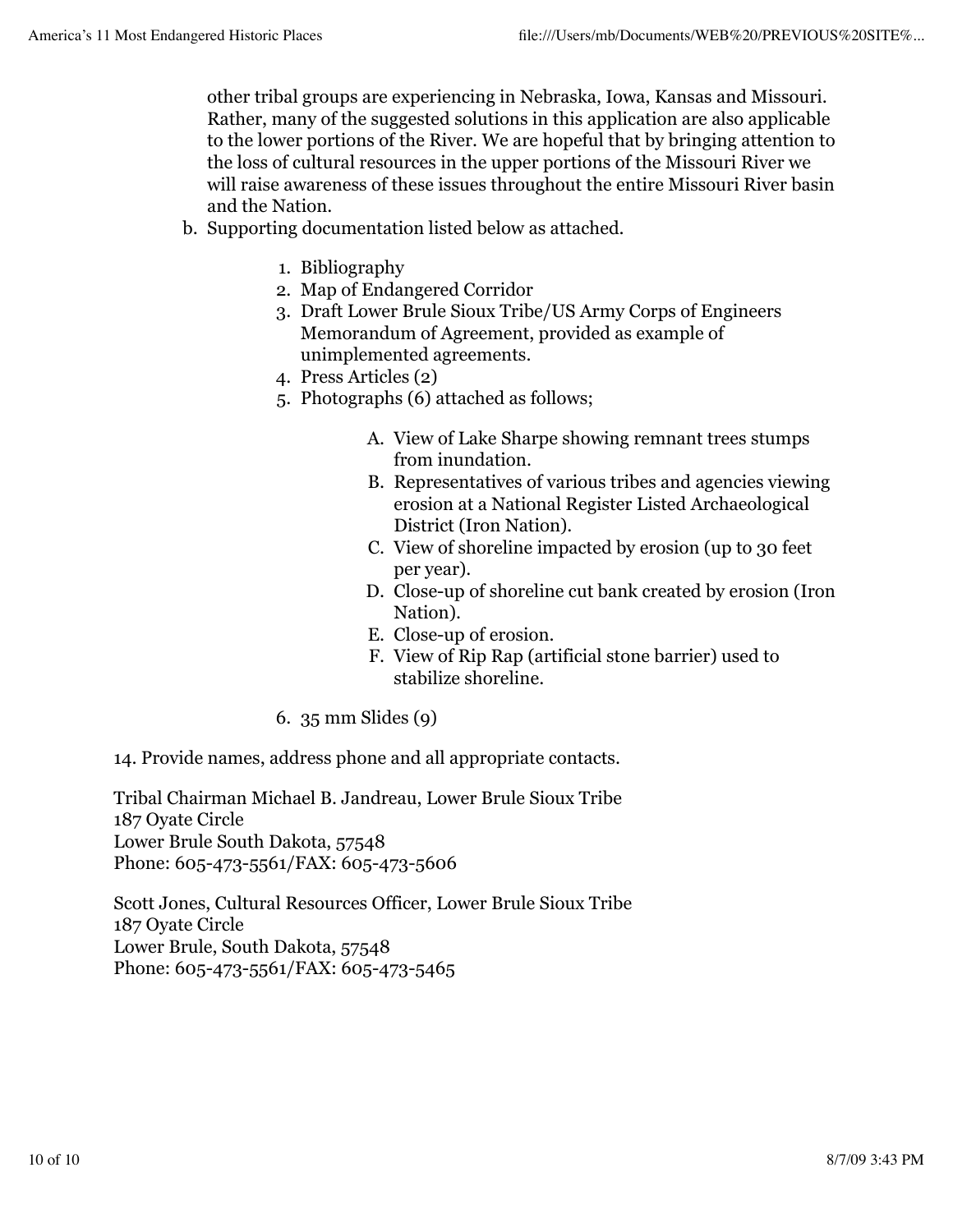other tribal groups are experiencing in Nebraska, Iowa, Kansas and Missouri. Rather, many of the suggested solutions in this application are also applicable to the lower portions of the River. We are hopeful that by bringing attention to the loss of cultural resources in the upper portions of the Missouri River we will raise awareness of these issues throughout the entire Missouri River basin and the Nation.

b. Supporting documentation listed below as attached.

   1. Bibliography
   2. Map of Endangered Corridor
   3. Draft Lower Brule Sioux Tribe/US Army Corps of Engineers Memorandum of Agreement, provided as example of unimplemented agreements.
   4. Press Articles (2)
   5. Photographs (6) attached as follows;

      A. View of Lake Sharpe showing remnant trees stumps from inundation.
      B. Representatives of various tribes and agencies viewing erosion at a National Register Listed Archaeological District (Iron Nation).
      C. View of shoreline impacted by erosion (up to 30 feet per year).
      D. Close-up of shoreline cut bank created by erosion (Iron Nation).
      E. Close-up of erosion.
      F. View of Rip Rap (artificial stone barrier) used to stabilize shoreline.

   6. 35 mm Slides (9)

14. Provide names, address phone and all appropriate contacts.

Tribal Chairman Michael B. Jandreau, Lower Brule Sioux Tribe
187 Oyate Circle
Lower Brule South Dakota, 57548
Phone: 605-473-5561/FAX: 605-473-5606

Scott Jones, Cultural Resources Officer, Lower Brule Sioux Tribe
187 Oyate Circle
Lower Brule, South Dakota, 57548
Phone: 605-473-5561/FAX: 605-473-5465